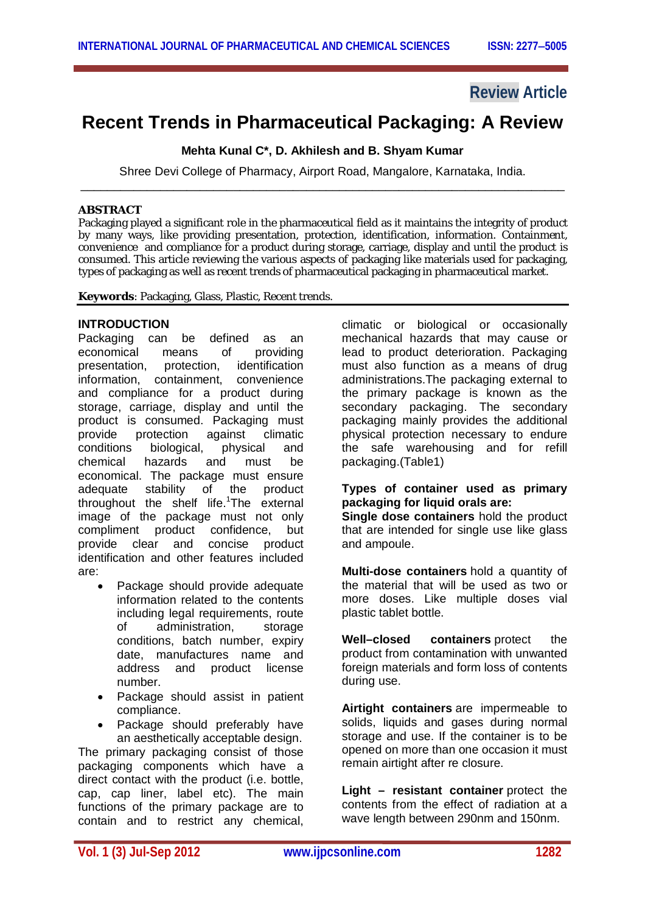Review Article

# Recent Trends in Pharmaceutical Packaging: A Review

**Mehta Kunal C\*, D. Akhilesh and B. Shyam Kumar**

Shree Devi College of Pharmacy, Airport Road, Mangalore, Karnataka, India.

## ABSTRACT

Packaging played a significant role in the pharmaceutical field as it maintains the integrity of product by many ways, like providing presentation, protection, identification, information. Containment, convenience and compliance for a product during storage, carriage, display and until the product is consumed. This article reviewing the various aspects of packaging like materials used for packaging, types of packaging as well as recent trends of pharmaceutical packaging in pharmaceutical market.

**Keywords**: Packaging, Glass, Plastic, Recent trends.

## INTRODUCTION

Packaging can be defined as an economical means of providing presentation, protection, identification information, containment, convenience and compliance for a product during storage, carriage, display and until the product is consumed. Packaging must provide protection against climatic conditions biological, physical and chemical hazards and must be economical. The package must ensure adequate stability of the product throughout the shelf life.[1]The external image of the package must not only compliment product confidence, but provide clear and concise product identification and other features included are:

- Package should provide adequate information related to the contents including legal requirements, route of administration, storage conditions, batch number, expiry date, manufactures name and address and product license number.
- Package should assist in patient compliance.
- Package should preferably have an aesthetically acceptable design.

The primary packaging consist of those packaging components which have a direct contact with the product (i.e. bottle, cap, cap liner, label etc). The main functions of the primary package are to contain and to restrict any chemical, climatic or biological or occasionally mechanical hazards that may cause or lead to product deterioration. Packaging must also function as a means of drug administrations.The packaging external to the primary package is known as the secondary packaging. The secondary packaging mainly provides the additional physical protection necessary to endure the safe warehousing and for refill packaging.(Table1)

**Types of container used as primary packaging for liquid orals are:**

**Single dose containers** hold the product that are intended for single use like glass and ampoule.

**Multi-dose containers** hold a quantity of the material that will be used as two or more doses. Like multiple doses vial plastic tablet bottle.

**Well–closed containers** protect the product from contamination with unwanted foreign materials and form loss of contents during use.

**Airtight containers** are impermeable to solids, liquids and gases during normal storage and use. If the container is to be opened on more than one occasion it must remain airtight after re closure.

**Light – resistant container** protect the contents from the effect of radiation at a wave length between 290nm and 150nm.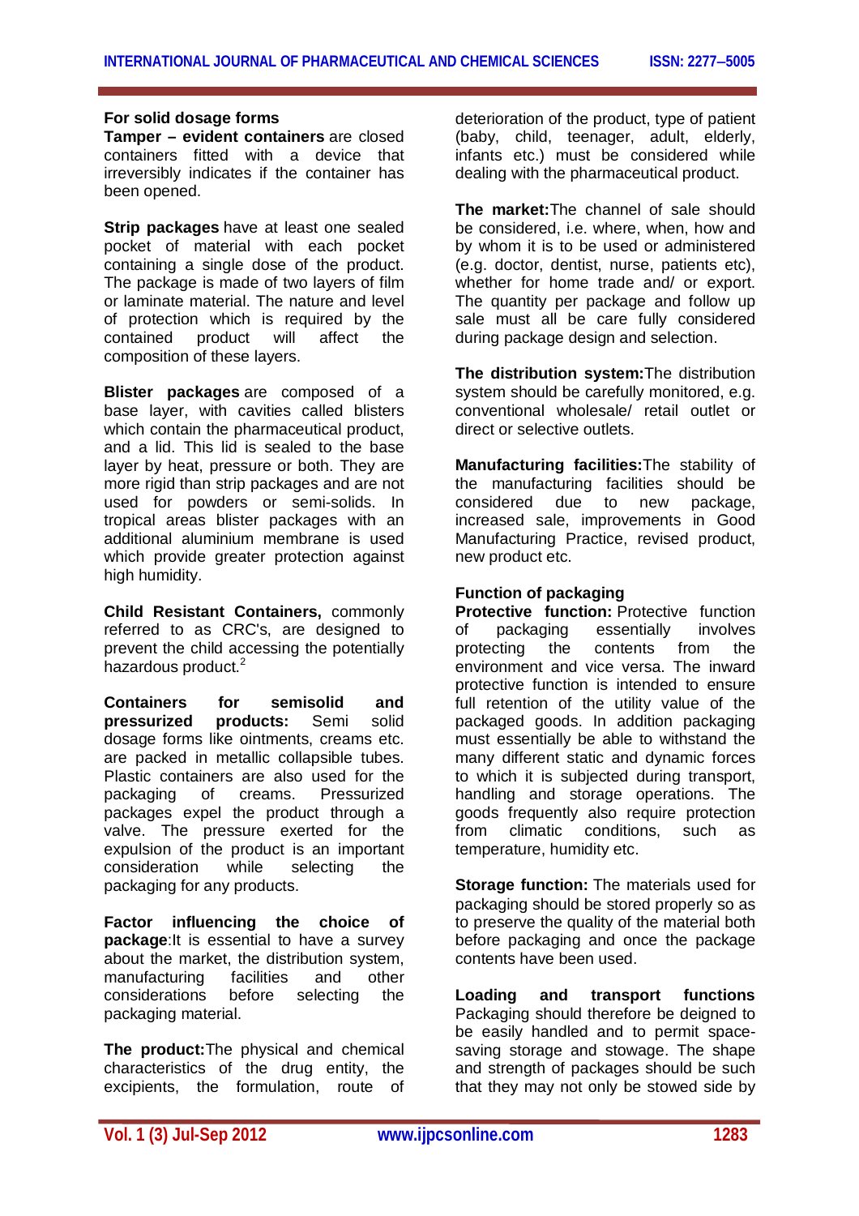**For solid dosage forms**

**Tamper – evident containers** are closed containers fitted with a device that irreversibly indicates if the container has been opened.

**Strip packages** have at least one sealed pocket of material with each pocket containing a single dose of the product. The package is made of two layers of film or laminate material. The nature and level of protection which is required by the contained product will affect the composition of these layers.

**Blister packages** are composed of a base layer, with cavities called blisters which contain the pharmaceutical product, and a lid. This lid is sealed to the base layer by heat, pressure or both. They are more rigid than strip packages and are not used for powders or semi-solids. In tropical areas blister packages with an additional aluminium membrane is used which provide greater protection against high humidity.

**Child Resistant Containers,** commonly referred to as CRC's, are designed to prevent the child accessing the potentially hazardous product.[2]

**Containers for semisolid and pressurized products:** Semi solid dosage forms like ointments, creams etc. are packed in metallic collapsible tubes. Plastic containers are also used for the packaging of creams. Pressurized packages expel the product through a valve. The pressure exerted for the expulsion of the product is an important consideration while selecting the packaging for any products.

**Factor influencing the choice of package**:It is essential to have a survey about the market, the distribution system, manufacturing facilities and other considerations before selecting the packaging material.

**The product:**The physical and chemical characteristics of the drug entity, the excipients, the formulation, route of deterioration of the product, type of patient (baby, child, teenager, adult, elderly, infants etc.) must be considered while dealing with the pharmaceutical product.

**The market:**The channel of sale should be considered, i.e. where, when, how and by whom it is to be used or administered (e.g. doctor, dentist, nurse, patients etc), whether for home trade and/ or export. The quantity per package and follow up sale must all be care fully considered during package design and selection.

**The distribution system:**The distribution system should be carefully monitored, e.g. conventional wholesale/ retail outlet or direct or selective outlets.

**Manufacturing facilities:**The stability of the manufacturing facilities should be considered due to new package, increased sale, improvements in Good Manufacturing Practice, revised product, new product etc.

**Function of packaging**

**Protective function:** Protective function of packaging essentially involves protecting the contents from the environment and vice versa. The inward protective function is intended to ensure full retention of the utility value of the packaged goods. In addition packaging must essentially be able to withstand the many different static and dynamic forces to which it is subjected during transport, handling and storage operations. The goods frequently also require protection from climatic conditions, such as temperature, humidity etc.

**Storage function:** The materials used for packaging should be stored properly so as to preserve the quality of the material both before packaging and once the package contents have been used.

**Loading and transport functions** Packaging should therefore be deigned to be easily handled and to permit space-saving storage and stowage. The shape and strength of packages should be such that they may not only be stowed side by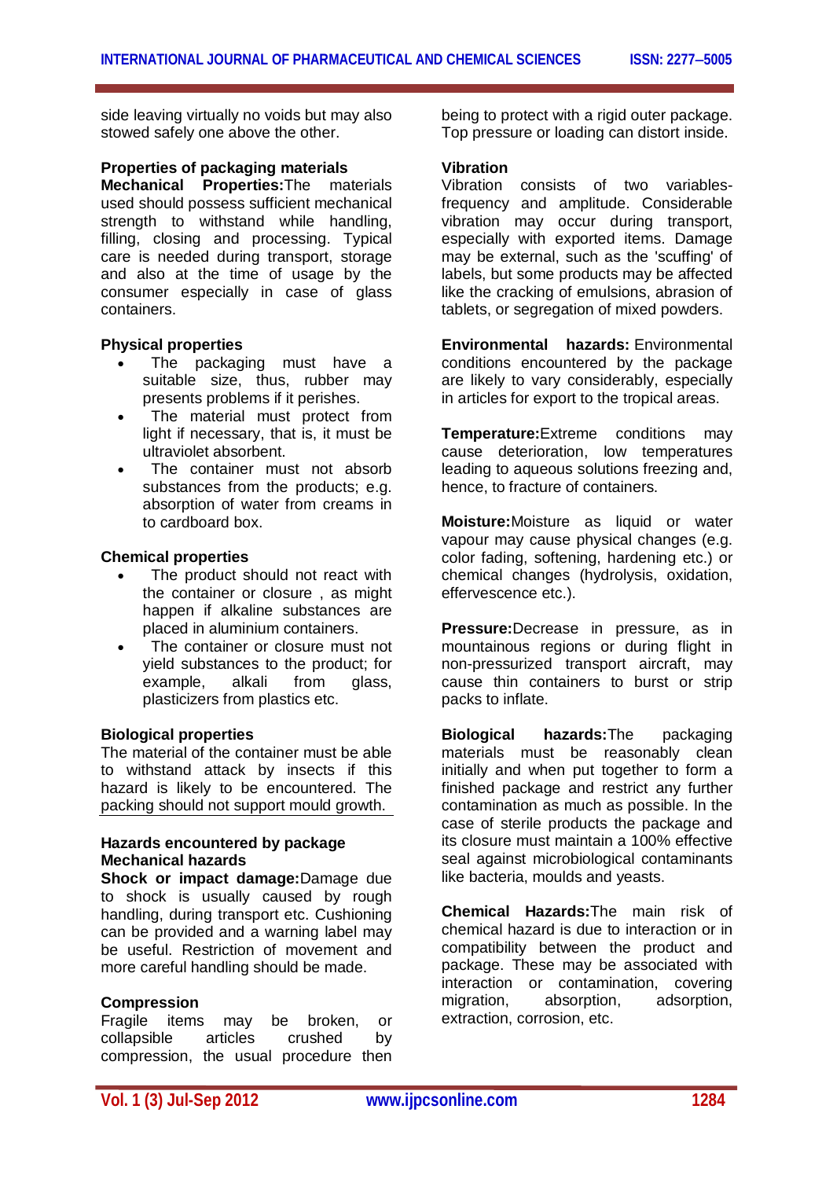side leaving virtually no voids but may also stowed safely one above the other.

## Properties of packaging materials

**Mechanical Properties:**The materials used should possess sufficient mechanical strength to withstand while handling, filling, closing and processing. Typical care is needed during transport, storage and also at the time of usage by the consumer especially in case of glass containers.

### Physical properties

- The packaging must have a suitable size, thus, rubber may presents problems if it perishes.
- The material must protect from light if necessary, that is, it must be ultraviolet absorbent.
- The container must not absorb substances from the products; e.g. absorption of water from creams in to cardboard box.

### Chemical properties

- The product should not react with the container or closure , as might happen if alkaline substances are placed in aluminium containers.
- The container or closure must not yield substances to the product; for example, alkali from glass, plasticizers from plastics etc.

### Biological properties

The material of the container must be able to withstand attack by insects if this hazard is likely to be encountered. The packing should not support mould growth.

## Hazards encountered by package

### Mechanical hazards

**Shock or impact damage:**Damage due to shock is usually caused by rough handling, during transport etc. Cushioning can be provided and a warning label may be useful. Restriction of movement and more careful handling should be made.

### Compression

Fragile items may be broken, or collapsible articles crushed by compression, the usual procedure then being to protect with a rigid outer package. Top pressure or loading can distort inside.

### Vibration

Vibration consists of two variables-frequency and amplitude. Considerable vibration may occur during transport, especially with exported items. Damage may be external, such as the 'scuffing' of labels, but some products may be affected like the cracking of emulsions, abrasion of tablets, or segregation of mixed powders.

**Environmental hazards:** Environmental conditions encountered by the package are likely to vary considerably, especially in articles for export to the tropical areas.

**Temperature:**Extreme conditions may cause deterioration, low temperatures leading to aqueous solutions freezing and, hence, to fracture of containers.

**Moisture:**Moisture as liquid or water vapour may cause physical changes (e.g. color fading, softening, hardening etc.) or chemical changes (hydrolysis, oxidation, effervescence etc.).

**Pressure:**Decrease in pressure, as in mountainous regions or during flight in non-pressurized transport aircraft, may cause thin containers to burst or strip packs to inflate.

**Biological hazards:**The packaging materials must be reasonably clean initially and when put together to form a finished package and restrict any further contamination as much as possible. In the case of sterile products the package and its closure must maintain a 100% effective seal against microbiological contaminants like bacteria, moulds and yeasts.

**Chemical Hazards:**The main risk of chemical hazard is due to interaction or in compatibility between the product and package. These may be associated with interaction or contamination, covering migration, absorption, adsorption, extraction, corrosion, etc.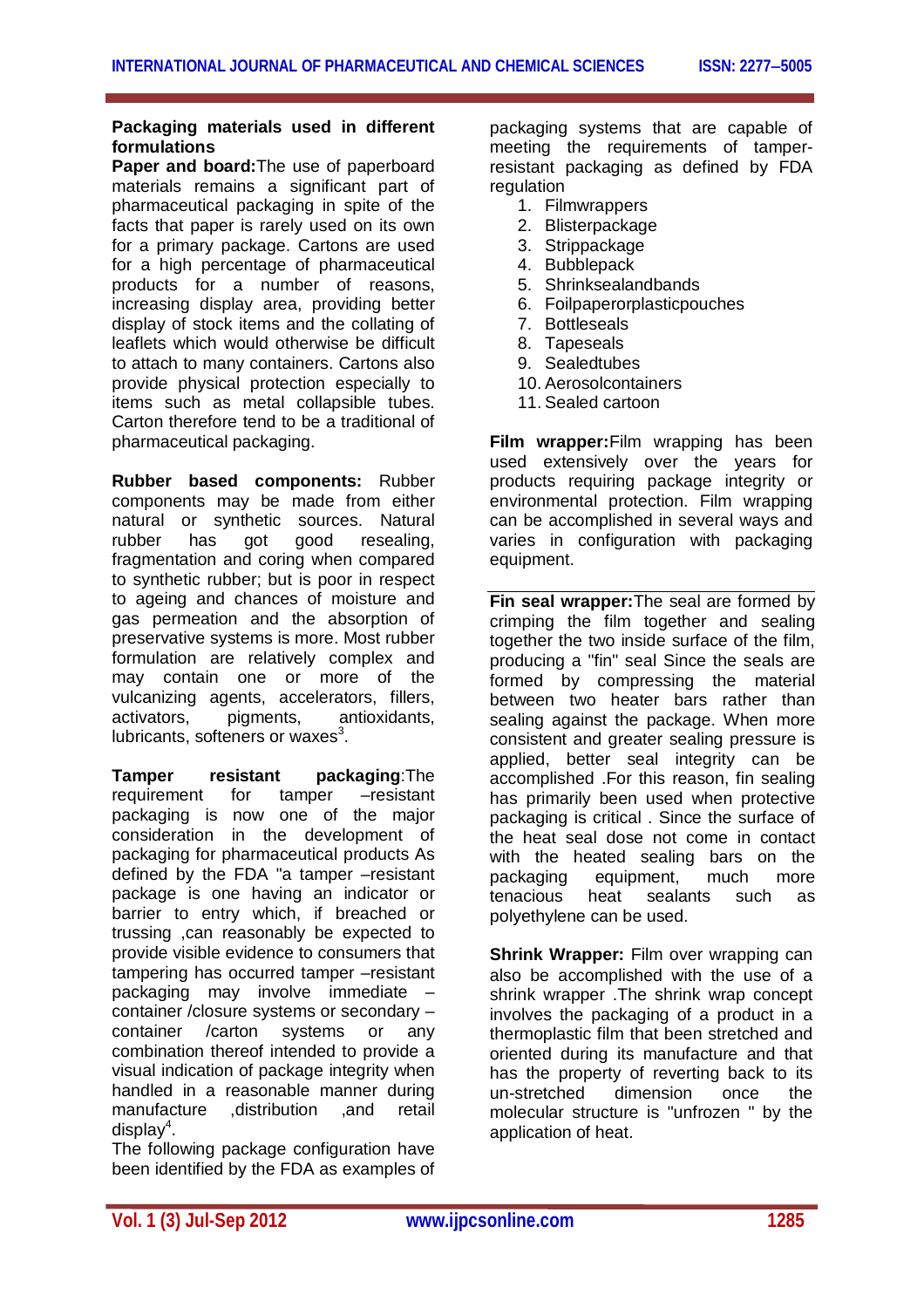**Packaging materials used in different formulations**

**Paper and board:**The use of paperboard materials remains a significant part of pharmaceutical packaging in spite of the facts that paper is rarely used on its own for a primary package. Cartons are used for a high percentage of pharmaceutical products for a number of reasons, increasing display area, providing better display of stock items and the collating of leaflets which would otherwise be difficult to attach to many containers. Cartons also provide physical protection especially to items such as metal collapsible tubes. Carton therefore tend to be a traditional of pharmaceutical packaging.

**Rubber based components:** Rubber components may be made from either natural or synthetic sources. Natural rubber has got good resealing, fragmentation and coring when compared to synthetic rubber; but is poor in respect to ageing and chances of moisture and gas permeation and the absorption of preservative systems is more. Most rubber formulation are relatively complex and may contain one or more of the vulcanizing agents, accelerators, fillers, activators, pigments, antioxidants, lubricants, softeners or waxes[3].

**Tamper resistant packaging**:The requirement for tamper –resistant packaging is now one of the major consideration in the development of packaging for pharmaceutical products As defined by the FDA "a tamper –resistant package is one having an indicator or barrier to entry which, if breached or trussing ,can reasonably be expected to provide visible evidence to consumers that tampering has occurred tamper –resistant packaging may involve immediate –container /closure systems or secondary –container /carton systems or any combination thereof intended to provide a visual indication of package integrity when handled in a reasonable manner during manufacture ,distribution ,and retail display[4].

The following package configuration have been identified by the FDA as examples of packaging systems that are capable of meeting the requirements of tamper-resistant packaging as defined by FDA regulation

1. Filmwrappers
2. Blisterpackage
3. Strippackage
4. Bubblepack
5. Shrinksealandbands
6. Foilpaperorplasticpouches
7. Bottleseals
8. Tapeseals
9. Sealedtubes
10. Aerosolcontainers
11. Sealed cartoon

**Film wrapper:**Film wrapping has been used extensively over the years for products requiring package integrity or environmental protection. Film wrapping can be accomplished in several ways and varies in configuration with packaging equipment.

**Fin seal wrapper:**The seal are formed by crimping the film together and sealing together the two inside surface of the film, producing a "fin" seal Since the seals are formed by compressing the material between two heater bars rather than sealing against the package. When more consistent and greater sealing pressure is applied, better seal integrity can be accomplished .For this reason, fin sealing has primarily been used when protective packaging is critical . Since the surface of the heat seal dose not come in contact with the heated sealing bars on the packaging equipment, much more tenacious heat sealants such as polyethylene can be used.

**Shrink Wrapper:** Film over wrapping can also be accomplished with the use of a shrink wrapper .The shrink wrap concept involves the packaging of a product in a thermoplastic film that been stretched and oriented during its manufacture and that has the property of reverting back to its un-stretched dimension once the molecular structure is "unfrozen " by the application of heat.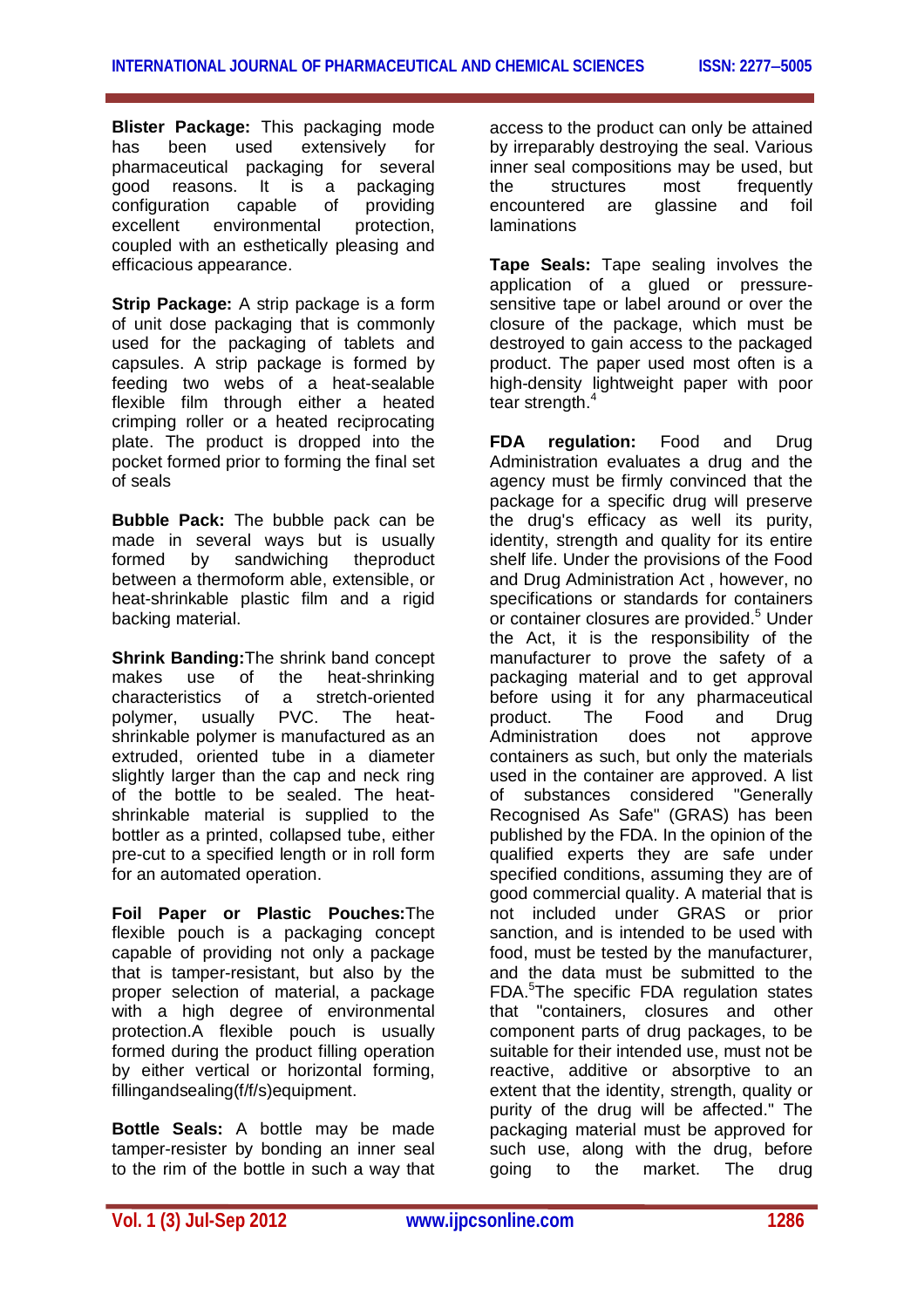**Blister Package:** This packaging mode has been used extensively for pharmaceutical packaging for several good reasons. It is a packaging configuration capable of providing excellent environmental protection, coupled with an esthetically pleasing and efficacious appearance.

**Strip Package:** A strip package is a form of unit dose packaging that is commonly used for the packaging of tablets and capsules. A strip package is formed by feeding two webs of a heat-sealable flexible film through either a heated crimping roller or a heated reciprocating plate. The product is dropped into the pocket formed prior to forming the final set of seals

**Bubble Pack:** The bubble pack can be made in several ways but is usually formed by sandwiching theproduct between a thermoform able, extensible, or heat-shrinkable plastic film and a rigid backing material.

**Shrink Banding:**The shrink band concept makes use of the heat-shrinking characteristics of a stretch-oriented polymer, usually PVC. The heat-shrinkable polymer is manufactured as an extruded, oriented tube in a diameter slightly larger than the cap and neck ring of the bottle to be sealed. The heat-shrinkable material is supplied to the bottler as a printed, collapsed tube, either pre-cut to a specified length or in roll form for an automated operation.

**Foil Paper or Plastic Pouches:**The flexible pouch is a packaging concept capable of providing not only a package that is tamper-resistant, but also by the proper selection of material, a package with a high degree of environmental protection.A flexible pouch is usually formed during the product filling operation by either vertical or horizontal forming, fillingandsealing(f/f/s)equipment.

**Bottle Seals:** A bottle may be made tamper-resister by bonding an inner seal to the rim of the bottle in such a way that access to the product can only be attained by irreparably destroying the seal. Various inner seal compositions may be used, but the structures most frequently encountered are glassine and foil laminations

**Tape Seals:** Tape sealing involves the application of a glued or pressure-sensitive tape or label around or over the closure of the package, which must be destroyed to gain access to the packaged product. The paper used most often is a high-density lightweight paper with poor tear strength.[4]

**FDA regulation:** Food and Drug Administration evaluates a drug and the agency must be firmly convinced that the package for a specific drug will preserve the drug's efficacy as well its purity, identity, strength and quality for its entire shelf life. Under the provisions of the Food and Drug Administration Act , however, no specifications or standards for containers or container closures are provided.[5] Under the Act, it is the responsibility of the manufacturer to prove the safety of a packaging material and to get approval before using it for any pharmaceutical product. The Food and Drug Administration does not approve containers as such, but only the materials used in the container are approved. A list of substances considered "Generally Recognised As Safe" (GRAS) has been published by the FDA. In the opinion of the qualified experts they are safe under specified conditions, assuming they are of good commercial quality. A material that is not included under GRAS or prior sanction, and is intended to be used with food, must be tested by the manufacturer, and the data must be submitted to the FDA.[5]The specific FDA regulation states that "containers, closures and other component parts of drug packages, to be suitable for their intended use, must not be reactive, additive or absorptive to an extent that the identity, strength, quality or purity of the drug will be affected." The packaging material must be approved for such use, along with the drug, before going to the market. The drug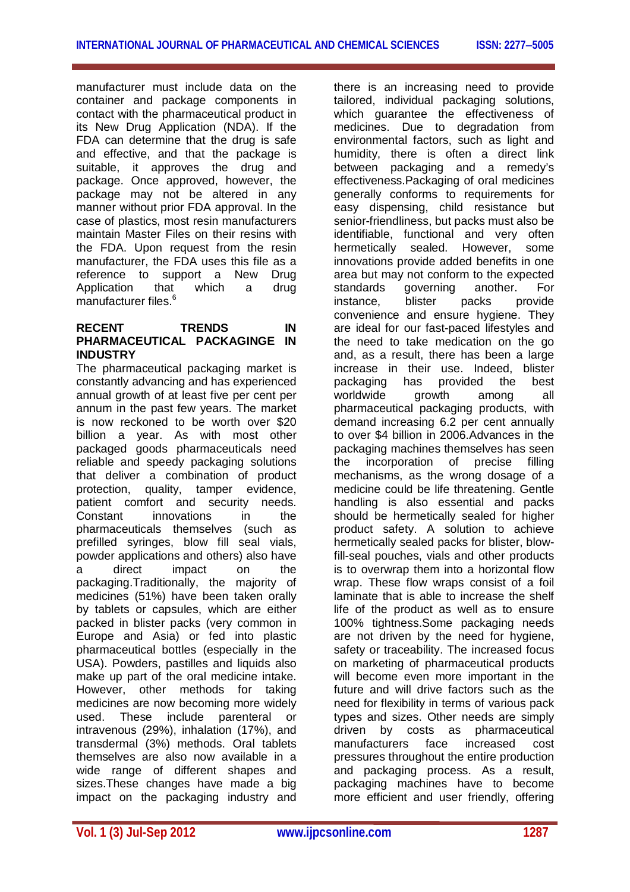manufacturer must include data on the container and package components in contact with the pharmaceutical product in its New Drug Application (NDA). If the FDA can determine that the drug is safe and effective, and that the package is suitable, it approves the drug and package. Once approved, however, the package may not be altered in any manner without prior FDA approval. In the case of plastics, most resin manufacturers maintain Master Files on their resins with the FDA. Upon request from the resin manufacturer, the FDA uses this file as a reference to support a New Drug Application that which a drug manufacturer files.[6]

## RECENT TRENDS IN PHARMACEUTICAL PACKAGINGE IN INDUSTRY

The pharmaceutical packaging market is constantly advancing and has experienced annual growth of at least five per cent per annum in the past few years. The market is now reckoned to be worth over $20 billion a year. As with most other packaged goods pharmaceuticals need reliable and speedy packaging solutions that deliver a combination of product protection, quality, tamper evidence, patient comfort and security needs. Constant innovations in the pharmaceuticals themselves (such as prefilled syringes, blow fill seal vials, powder applications and others) also have a direct impact on the packaging.Traditionally, the majority of medicines (51%) have been taken orally by tablets or capsules, which are either packed in blister packs (very common in Europe and Asia) or fed into plastic pharmaceutical bottles (especially in the USA). Powders, pastilles and liquids also make up part of the oral medicine intake. However, other methods for taking medicines are now becoming more widely used. These include parenteral or intravenous (29%), inhalation (17%), and transdermal (3%) methods. Oral tablets themselves are also now available in a wide range of different shapes and sizes.These changes have made a big impact on the packaging industry and there is an increasing need to provide tailored, individual packaging solutions, which guarantee the effectiveness of medicines. Due to degradation from environmental factors, such as light and humidity, there is often a direct link between packaging and a remedy's effectiveness.Packaging of oral medicines generally conforms to requirements for easy dispensing, child resistance but senior-friendliness, but packs must also be identifiable, functional and very often hermetically sealed. However, some innovations provide added benefits in one area but may not conform to the expected standards governing another. For instance, blister packs provide convenience and ensure hygiene. They are ideal for our fast-paced lifestyles and the need to take medication on the go and, as a result, there has been a large increase in their use. Indeed, blister packaging has provided the best worldwide growth among all pharmaceutical packaging products, with demand increasing 6.2 per cent annually to over $4 billion in 2006.Advances in the packaging machines themselves has seen the incorporation of precise filling mechanisms, as the wrong dosage of a medicine could be life threatening. Gentle handling is also essential and packs should be hermetically sealed for higher product safety. A solution to achieve hermetically sealed packs for blister, blow-fill-seal pouches, vials and other products is to overwrap them into a horizontal flow wrap. These flow wraps consist of a foil laminate that is able to increase the shelf life of the product as well as to ensure 100% tightness.Some packaging needs are not driven by the need for hygiene, safety or traceability. The increased focus on marketing of pharmaceutical products will become even more important in the future and will drive factors such as the need for flexibility in terms of various pack types and sizes. Other needs are simply driven by costs as pharmaceutical manufacturers face increased cost pressures throughout the entire production and packaging process. As a result, packaging machines have to become more efficient and user friendly, offering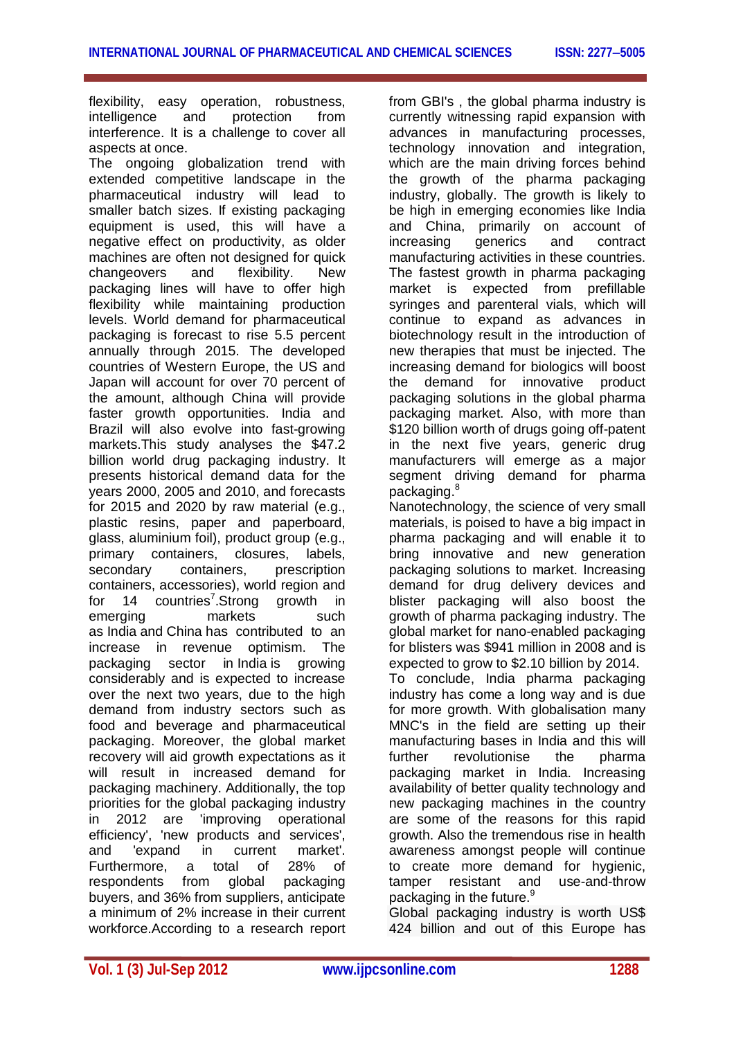flexibility, easy operation, robustness, intelligence and protection from interference. It is a challenge to cover all aspects at once.

The ongoing globalization trend with extended competitive landscape in the pharmaceutical industry will lead to smaller batch sizes. If existing packaging equipment is used, this will have a negative effect on productivity, as older machines are often not designed for quick changeovers and flexibility. New packaging lines will have to offer high flexibility while maintaining production levels. World demand for pharmaceutical packaging is forecast to rise 5.5 percent annually through 2015. The developed countries of Western Europe, the US and Japan will account for over 70 percent of the amount, although China will provide faster growth opportunities. India and Brazil will also evolve into fast-growing markets.This study analyses the $47.2 billion world drug packaging industry. It presents historical demand data for the years 2000, 2005 and 2010, and forecasts for 2015 and 2020 by raw material (e.g., plastic resins, paper and paperboard, glass, aluminium foil), product group (e.g., primary containers, closures, labels, secondary containers, prescription containers, accessories), world region and for 14 countries[7].Strong growth in emerging markets such as India and China has contributed to an increase in revenue optimism. The packaging sector in India is growing considerably and is expected to increase over the next two years, due to the high demand from industry sectors such as food and beverage and pharmaceutical packaging. Moreover, the global market recovery will aid growth expectations as it will result in increased demand for packaging machinery. Additionally, the top priorities for the global packaging industry in 2012 are 'improving operational efficiency', 'new products and services', and 'expand in current market'. Furthermore, a total of 28% of respondents from global packaging buyers, and 36% from suppliers, anticipate a minimum of 2% increase in their current workforce.According to a research report from GBI's , the global pharma industry is currently witnessing rapid expansion with advances in manufacturing processes, technology innovation and integration, which are the main driving forces behind the growth of the pharma packaging industry, globally. The growth is likely to be high in emerging economies like India and China, primarily on account of increasing generics and contract manufacturing activities in these countries. The fastest growth in pharma packaging market is expected from prefillable syringes and parenteral vials, which will continue to expand as advances in biotechnology result in the introduction of new therapies that must be injected. The increasing demand for biologics will boost the demand for innovative product packaging solutions in the global pharma packaging market. Also, with more than $120 billion worth of drugs going off-patent in the next five years, generic drug manufacturers will emerge as a major segment driving demand for pharma packaging.[8]

Nanotechnology, the science of very small materials, is poised to have a big impact in pharma packaging and will enable it to bring innovative and new generation packaging solutions to market. Increasing demand for drug delivery devices and blister packaging will also boost the growth of pharma packaging industry. The global market for nano-enabled packaging for blisters was $941 million in 2008 and is expected to grow to $2.10 billion by 2014.

To conclude, India pharma packaging industry has come a long way and is due for more growth. With globalisation many MNC's in the field are setting up their manufacturing bases in India and this will further revolutionise the pharma packaging market in India. Increasing availability of better quality technology and new packaging machines in the country are some of the reasons for this rapid growth. Also the tremendous rise in health awareness amongst people will continue to create more demand for hygienic, tamper resistant and use-and-throw packaging in the future.[9]

Global packaging industry is worth US$ 424 billion and out of this Europe has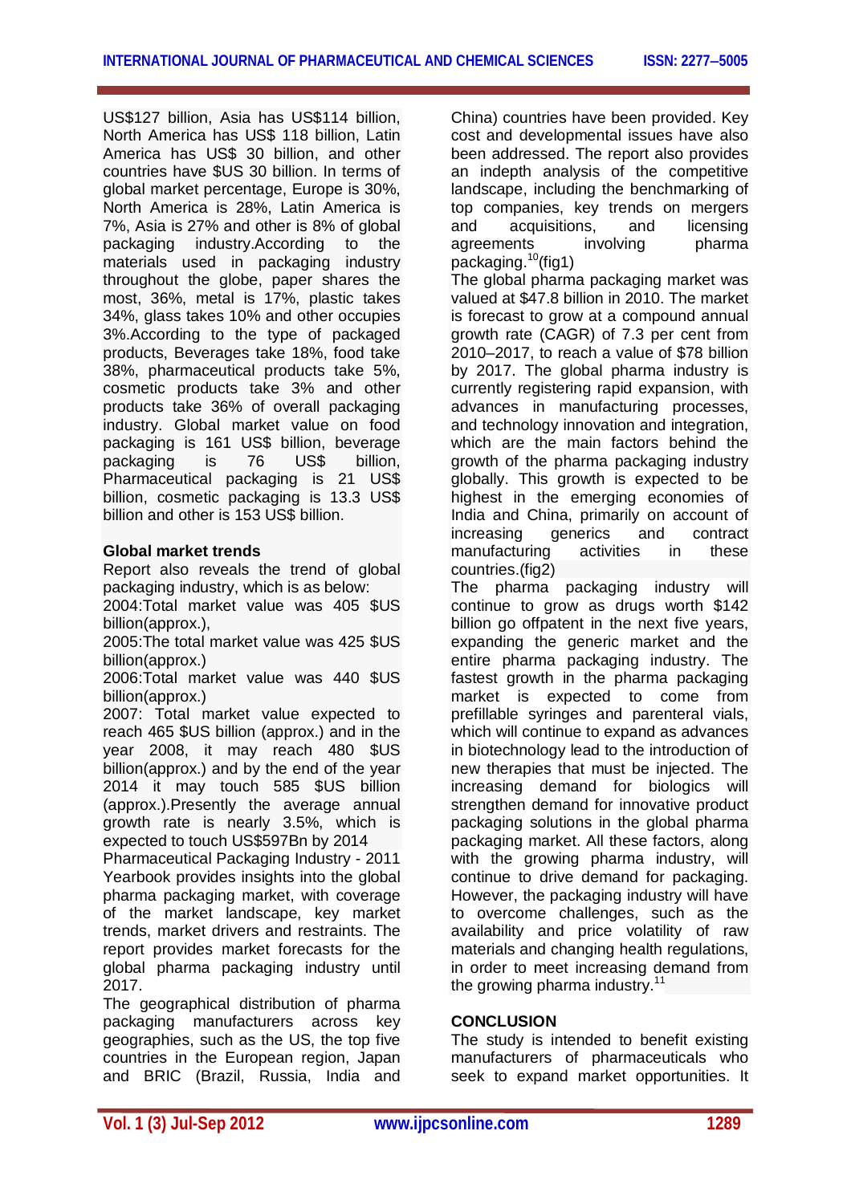US$127 billion, Asia has US$114 billion, North America has US$ 118 billion, Latin America has US$ 30 billion, and other countries have $US 30 billion. In terms of global market percentage, Europe is 30%, North America is 28%, Latin America is 7%, Asia is 27% and other is 8% of global packaging industry.According to the materials used in packaging industry throughout the globe, paper shares the most, 36%, metal is 17%, plastic takes 34%, glass takes 10% and other occupies 3%.According to the type of packaged products, Beverages take 18%, food take 38%, pharmaceutical products take 5%, cosmetic products take 3% and other products take 36% of overall packaging industry. Global market value on food packaging is 161 US$ billion, beverage packaging is 76 US$ billion, Pharmaceutical packaging is 21 US$ billion, cosmetic packaging is 13.3 US$ billion and other is 153 US$ billion.

**Global market trends**

Report also reveals the trend of global packaging industry, which is as below:

2004:Total market value was 405 $US billion(approx.),

2005:The total market value was 425 $US billion(approx.)

2006:Total market value was 440 $US billion(approx.)

2007: Total market value expected to reach 465 $US billion (approx.) and in the year 2008, it may reach 480 $US billion(approx.) and by the end of the year 2014 it may touch 585 $US billion (approx.).Presently the average annual growth rate is nearly 3.5%, which is expected to touch US$597Bn by 2014

Pharmaceutical Packaging Industry - 2011 Yearbook provides insights into the global pharma packaging market, with coverage of the market landscape, key market trends, market drivers and restraints. The report provides market forecasts for the global pharma packaging industry until 2017.

The geographical distribution of pharma packaging manufacturers across key geographies, such as the US, the top five countries in the European region, Japan and BRIC (Brazil, Russia, India and China) countries have been provided. Key cost and developmental issues have also been addressed. The report also provides an indepth analysis of the competitive landscape, including the benchmarking of top companies, key trends on mergers and acquisitions, and licensing agreements involving pharma packaging.[10](fig1)

The global pharma packaging market was valued at $47.8 billion in 2010. The market is forecast to grow at a compound annual growth rate (CAGR) of 7.3 per cent from 2010–2017, to reach a value of $78 billion by 2017. The global pharma industry is currently registering rapid expansion, with advances in manufacturing processes, and technology innovation and integration, which are the main factors behind the growth of the pharma packaging industry globally. This growth is expected to be highest in the emerging economies of India and China, primarily on account of increasing generics and contract manufacturing activities in these countries.(fig2)

The pharma packaging industry will continue to grow as drugs worth $142 billion go offpatent in the next five years, expanding the generic market and the entire pharma packaging industry. The fastest growth in the pharma packaging market is expected to come from prefillable syringes and parenteral vials, which will continue to expand as advances in biotechnology lead to the introduction of new therapies that must be injected. The increasing demand for biologics will strengthen demand for innovative product packaging solutions in the global pharma packaging market. All these factors, along with the growing pharma industry, will continue to drive demand for packaging. However, the packaging industry will have to overcome challenges, such as the availability and price volatility of raw materials and changing health regulations, in order to meet increasing demand from the growing pharma industry.[11]

**CONCLUSION**

The study is intended to benefit existing manufacturers of pharmaceuticals who seek to expand market opportunities. It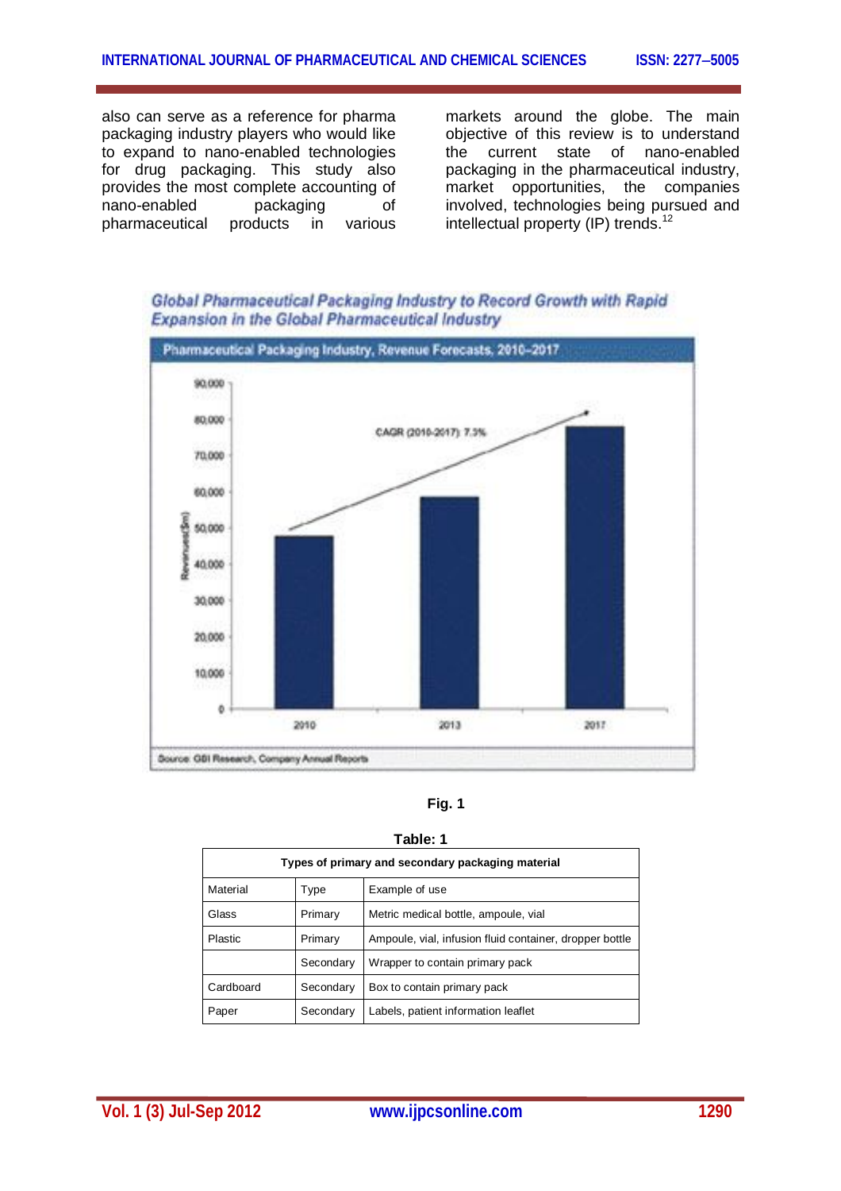also can serve as a reference for pharma packaging industry players who would like to expand to nano-enabled technologies for drug packaging. This study also provides the most complete accounting of nano-enabled packaging of pharmaceutical products in various markets around the globe. The main objective of this review is to understand the current state of nano-enabled packaging in the pharmaceutical industry, market opportunities, the companies involved, technologies being pursued and intellectual property (IP) trends.[12]

Fig. 1

**Table: 1**

| Types of primary and secondary packaging material | | |
|---|---|---|
| Material | Type | Example of use |
| Glass | Primary | Metric medical bottle, ampoule, vial |
| Plastic | Primary | Ampoule, vial, infusion fluid container, dropper bottle |
| | Secondary | Wrapper to contain primary pack |
| Cardboard | Secondary | Box to contain primary pack |
| Paper | Secondary | Labels, patient information leaflet |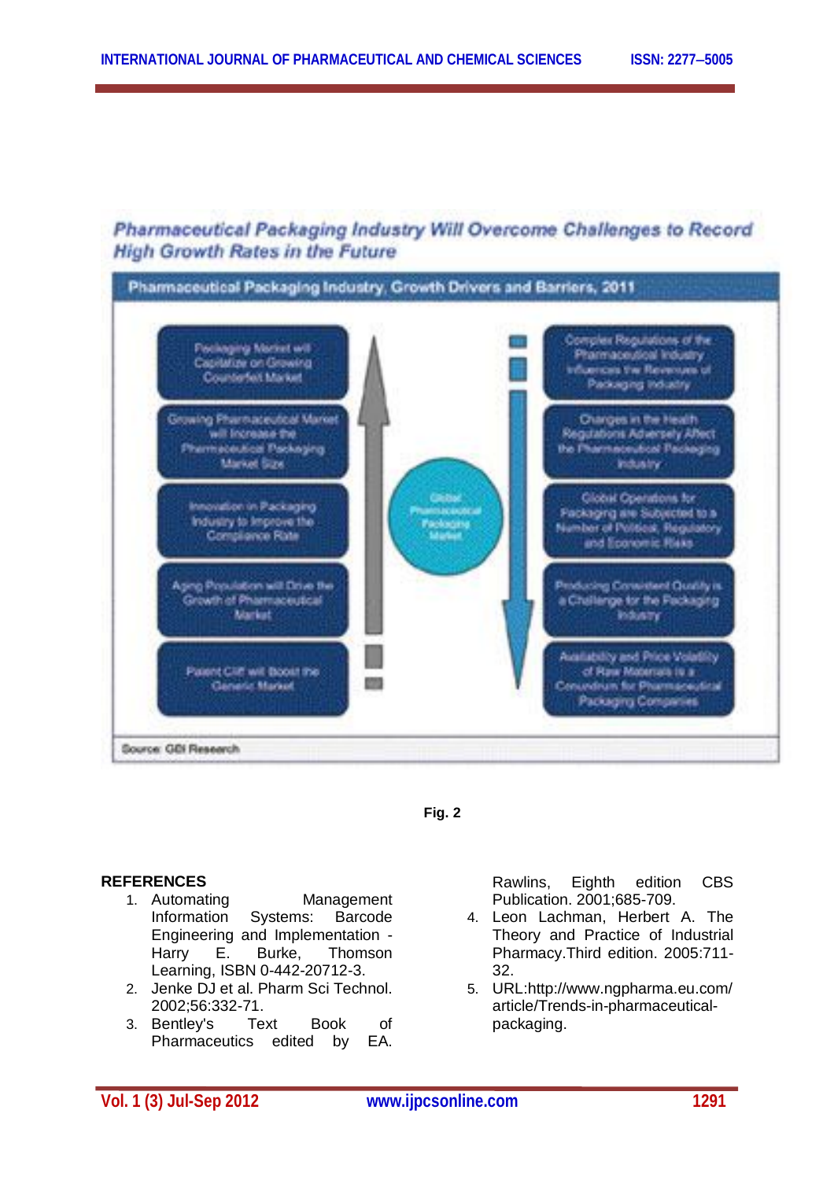**Pharmaceutical Packaging Industry Will Overcome Challenges to Record High Growth Rates in the Future**

**Pharmaceutical Packaging Industry, Growth Drivers and Barriers, 2011**

| Growth Drivers | | Barriers |
|---|---|---|
| Packaging Market will Capitalize on Growing Counterfeit Market | | Complex Regulations of the Pharmaceutical Industry Influences the Revenues of Packaging Industry |
| Growing Pharmaceutical Market will Increase the Pharmaceutical Packaging Market Size | | Changes in the Health Regulations Adversely Affect the Pharmaceutical Packaging Industry |
| Innovation in Packaging Industry to Improve the Compliance Rate | Global Pharmaceutical Packaging Market | Global Operations for Packaging are Subjected to a Number of Political, Regulatory and Economic Risks |
| Aging Population will Drive the Growth of Pharmaceutical Market | | Producing Consistent Quality is a Challenge for the Packaging Industry |
| Patent Cliff will Boost the Generic Market | | Availability and Price Volatility of Raw Materials is a Conundrum for Pharmaceutical Packaging Companies |

Source: GBI Research

**Fig. 2**

## REFERENCES

1. Automating Management Information Systems: Barcode Engineering and Implementation - Harry E. Burke, Thomson Learning, ISBN 0-442-20712-3.
2. Jenke DJ et al. Pharm Sci Technol. 2002;56:332-71.
3. Bentley's Text Book of Pharmaceutics edited by EA. Rawlins, Eighth edition CBS Publication. 2001;685-709.
4. Leon Lachman, Herbert A. The Theory and Practice of Industrial Pharmacy.Third edition. 2005:711-32.
5. URL:http://www.ngpharma.eu.com/article/Trends-in-pharmaceutical-packaging.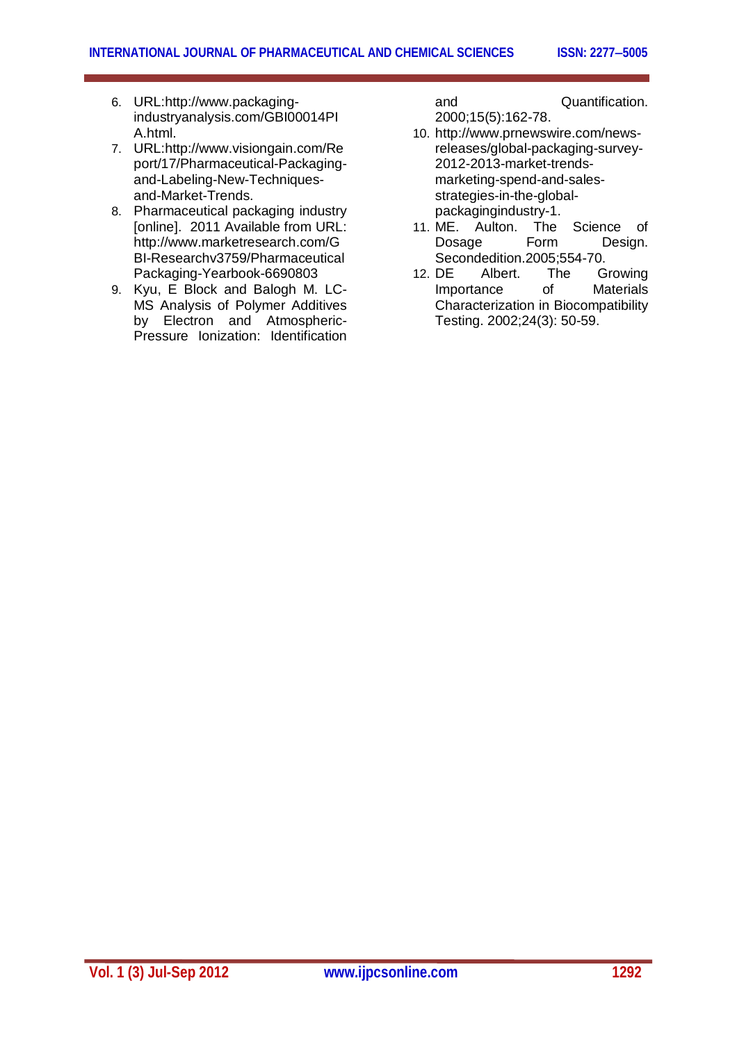6. URL:http://www.packaging-industryanalysis.com/GBI00014PIA.html.
7. URL:http://www.visiongain.com/Report/17/Pharmaceutical-Packaging-and-Labeling-New-Techniques-and-Market-Trends.
8. Pharmaceutical packaging industry [online]. 2011 Available from URL: http://www.marketresearch.com/GBI-Researchv3759/Pharmaceutical Packaging-Yearbook-6690803
9. Kyu, E Block and Balogh M. LC-MS Analysis of Polymer Additives by Electron and Atmospheric-Pressure Ionization: Identification and Quantification. 2000;15(5):162-78.
10. http://www.prnewswire.com/news-releases/global-packaging-survey-2012-2013-market-trends-marketing-spend-and-sales-strategies-in-the-global-packagingindustry-1.
11. ME. Aulton. The Science of Dosage Form Design. Secondedition.2005;554-70.
12. DE Albert. The Growing Importance of Materials Characterization in Biocompatibility Testing. 2002;24(3): 50-59.